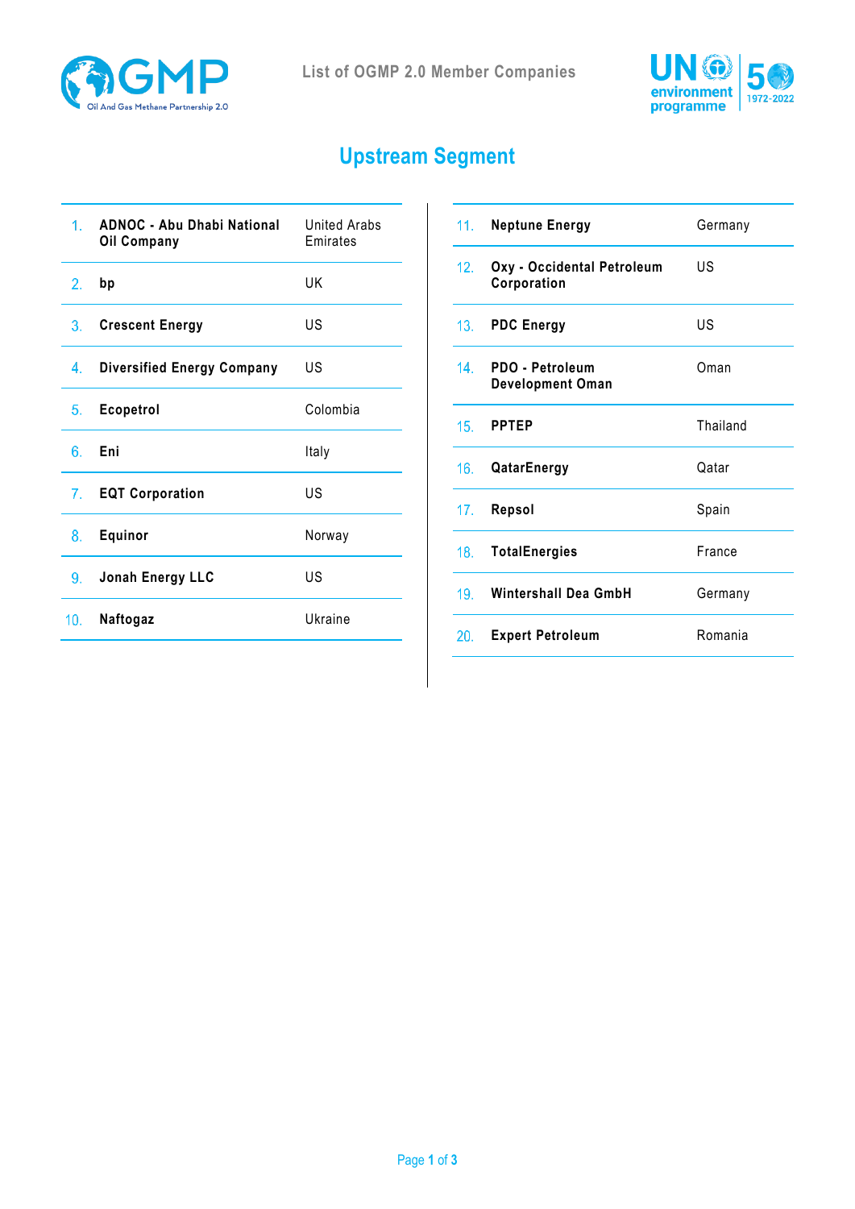# List of OGMP 2.0 Member Companies

## Upstream Segment

| # | Company | Country |
|---|---|---|
| 1. | **ADNOC - Abu Dhabi National Oil Company** | United Arabs Emirates |
| 2. | **bp** | UK |
| 3. | **Crescent Energy** | US |
| 4. | **Diversified Energy Company** | US |
| 5. | **Ecopetrol** | Colombia |
| 6. | **Eni** | Italy |
| 7. | **EQT Corporation** | US |
| 8. | **Equinor** | Norway |
| 9. | **Jonah Energy LLC** | US |
| 10. | **Naftogaz** | Ukraine |
| 11. | **Neptune Energy** | Germany |
| 12. | **Oxy - Occidental Petroleum Corporation** | US |
| 13. | **PDC Energy** | US |
| 14. | **PDO - Petroleum Development Oman** | Oman |
| 15. | **PPTEP** | Thailand |
| 16. | **QatarEnergy** | Qatar |
| 17. | **Repsol** | Spain |
| 18. | **TotalEnergies** | France |
| 19. | **Wintershall Dea GmbH** | Germany |
| 20. | **Expert Petroleum** | Romania |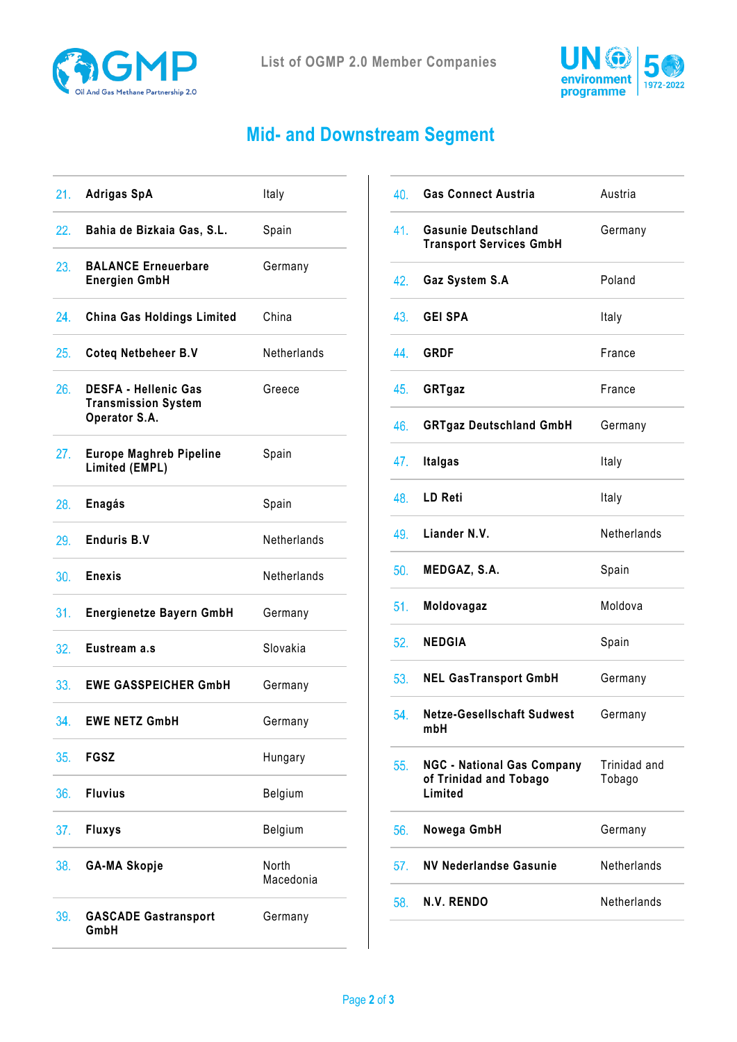# List of OGMP 2.0 Member Companies

## Mid- and Downstream Segment

| No. | Company | Country |
|---|---|---|
| 21. | **Adrigas SpA** | Italy |
| 22. | **Bahia de Bizkaia Gas, S.L.** | Spain |
| 23. | **BALANCE Erneuerbare Energien GmbH** | Germany |
| 24. | **China Gas Holdings Limited** | China |
| 25. | **Coteq Netbeheer B.V** | Netherlands |
| 26. | **DESFA - Hellenic Gas Transmission System Operator S.A.** | Greece |
| 27. | **Europe Maghreb Pipeline Limited (EMPL)** | Spain |
| 28. | **Enagás** | Spain |
| 29. | **Enduris B.V** | Netherlands |
| 30. | **Enexis** | Netherlands |
| 31. | **Energienetze Bayern GmbH** | Germany |
| 32. | **Eustream a.s** | Slovakia |
| 33. | **EWE GASSPEICHER GmbH** | Germany |
| 34. | **EWE NETZ GmbH** | Germany |
| 35. | **FGSZ** | Hungary |
| 36. | **Fluvius** | Belgium |
| 37. | **Fluxys** | Belgium |
| 38. | **GA-MA Skopje** | North Macedonia |
| 39. | **GASCADE Gastransport GmbH** | Germany |
| 40. | **Gas Connect Austria** | Austria |
| 41. | **Gasunie Deutschland Transport Services GmbH** | Germany |
| 42. | **Gaz System S.A** | Poland |
| 43. | **GEI SPA** | Italy |
| 44. | **GRDF** | France |
| 45. | **GRTgaz** | France |
| 46. | **GRTgaz Deutschland GmbH** | Germany |
| 47. | **Italgas** | Italy |
| 48. | **LD Reti** | Italy |
| 49. | **Liander N.V.** | Netherlands |
| 50. | **MEDGAZ, S.A.** | Spain |
| 51. | **Moldovagaz** | Moldova |
| 52. | **NEDGIA** | Spain |
| 53. | **NEL GasTransport GmbH** | Germany |
| 54. | **Netze-Gesellschaft Sudwest mbH** | Germany |
| 55. | **NGC - National Gas Company of Trinidad and Tobago Limited** | Trinidad and Tobago |
| 56. | **Nowega GmbH** | Germany |
| 57. | **NV Nederlandse Gasunie** | Netherlands |
| 58. | **N.V. RENDO** | Netherlands |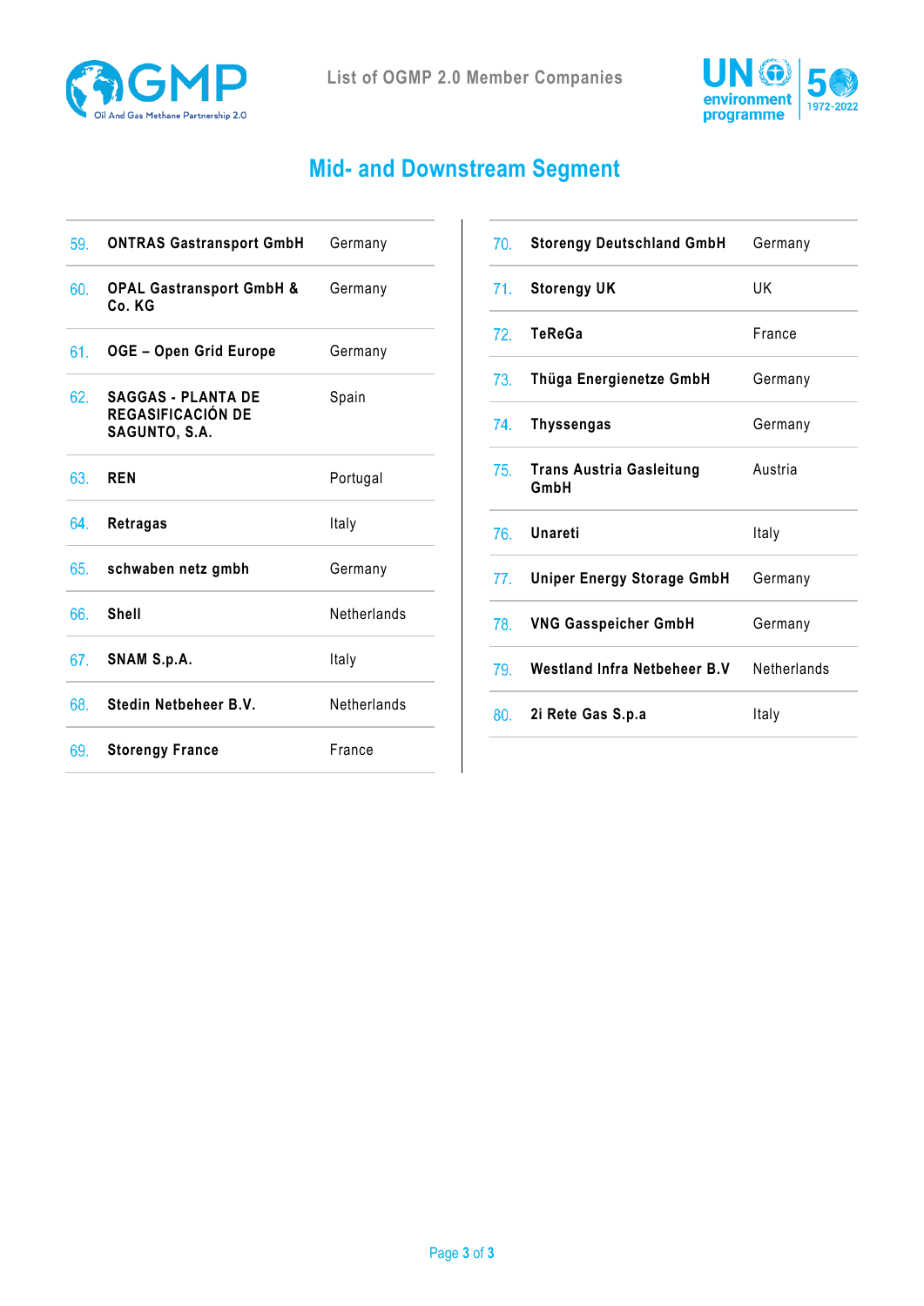## Mid- and Downstream Segment

| | | |
|---|---|---|
| 59. | **ONTRAS Gastransport GmbH** | Germany |
| 60. | **OPAL Gastransport GmbH & Co. KG** | Germany |
| 61. | **OGE – Open Grid Europe** | Germany |
| 62. | **SAGGAS - PLANTA DE REGASIFICACIÓN DE SAGUNTO, S.A.** | Spain |
| 63. | **REN** | Portugal |
| 64. | **Retragas** | Italy |
| 65. | **schwaben netz gmbh** | Germany |
| 66. | **Shell** | Netherlands |
| 67. | **SNAM S.p.A.** | Italy |
| 68. | **Stedin Netbeheer B.V.** | Netherlands |
| 69. | **Storengy France** | France |
| 70. | **Storengy Deutschland GmbH** | Germany |
| 71. | **Storengy UK** | UK |
| 72. | **TeReGa** | France |
| 73. | **Thüga Energienetze GmbH** | Germany |
| 74. | **Thyssengas** | Germany |
| 75. | **Trans Austria Gasleitung GmbH** | Austria |
| 76. | **Unareti** | Italy |
| 77. | **Uniper Energy Storage GmbH** | Germany |
| 78. | **VNG Gasspeicher GmbH** | Germany |
| 79. | **Westland Infra Netbeheer B.V** | Netherlands |
| 80. | **2i Rete Gas S.p.a** | Italy |